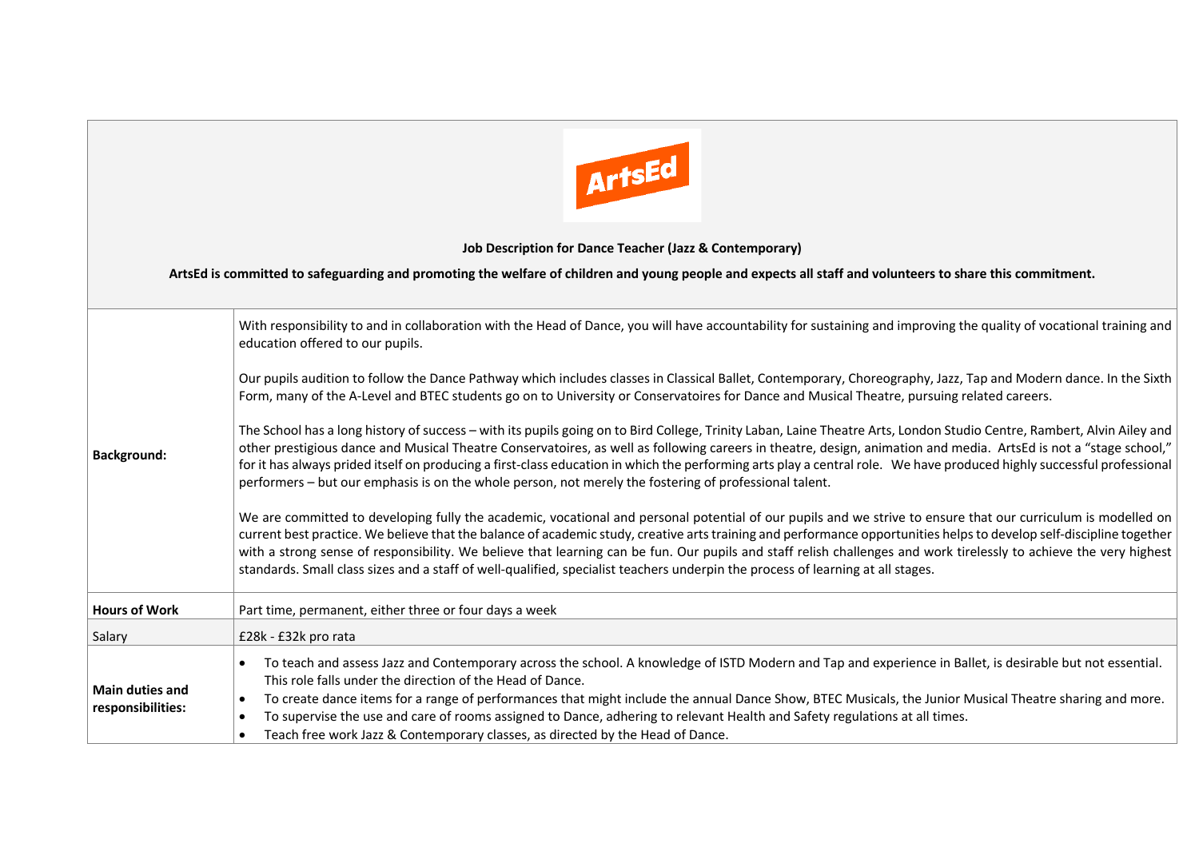**ArtsEd**

**Job Description for Dance Teacher (Jazz & Contemporary)**

**ArtsEd is committed to safeguarding and promoting the welfare of children and young people and expects all staff and volunteers to share this commitment.**

| | |
|---|---|
| **Background:** | With responsibility to and in collaboration with the Head of Dance, you will have accountability for sustaining and improving the quality of vocational training and education offered to our pupils.<br><br>Our pupils audition to follow the Dance Pathway which includes classes in Classical Ballet, Contemporary, Choreography, Jazz, Tap and Modern dance. In the Sixth Form, many of the A-Level and BTEC students go on to University or Conservatoires for Dance and Musical Theatre, pursuing related careers.<br><br>The School has a long history of success – with its pupils going on to Bird College, Trinity Laban, Laine Theatre Arts, London Studio Centre, Rambert, Alvin Ailey and other prestigious dance and Musical Theatre Conservatoires, as well as following careers in theatre, design, animation and media. ArtsEd is not a "stage school," for it has always prided itself on producing a first-class education in which the performing arts play a central role. We have produced highly successful professional performers – but our emphasis is on the whole person, not merely the fostering of professional talent.<br><br>We are committed to developing fully the academic, vocational and personal potential of our pupils and we strive to ensure that our curriculum is modelled on current best practice. We believe that the balance of academic study, creative arts training and performance opportunities helps to develop self-discipline together with a strong sense of responsibility. We believe that learning can be fun. Our pupils and staff relish challenges and work tirelessly to achieve the very highest standards. Small class sizes and a staff of well-qualified, specialist teachers underpin the process of learning at all stages. |
| **Hours of Work** | Part time, permanent, either three or four days a week |
| Salary | £28k - £32k pro rata |
| **Main duties and responsibilities:** | • To teach and assess Jazz and Contemporary across the school. A knowledge of ISTD Modern and Tap and experience in Ballet, is desirable but not essential. This role falls under the direction of the Head of Dance.<br>• To create dance items for a range of performances that might include the annual Dance Show, BTEC Musicals, the Junior Musical Theatre sharing and more.<br>• To supervise the use and care of rooms assigned to Dance, adhering to relevant Health and Safety regulations at all times.<br>• Teach free work Jazz & Contemporary classes, as directed by the Head of Dance. |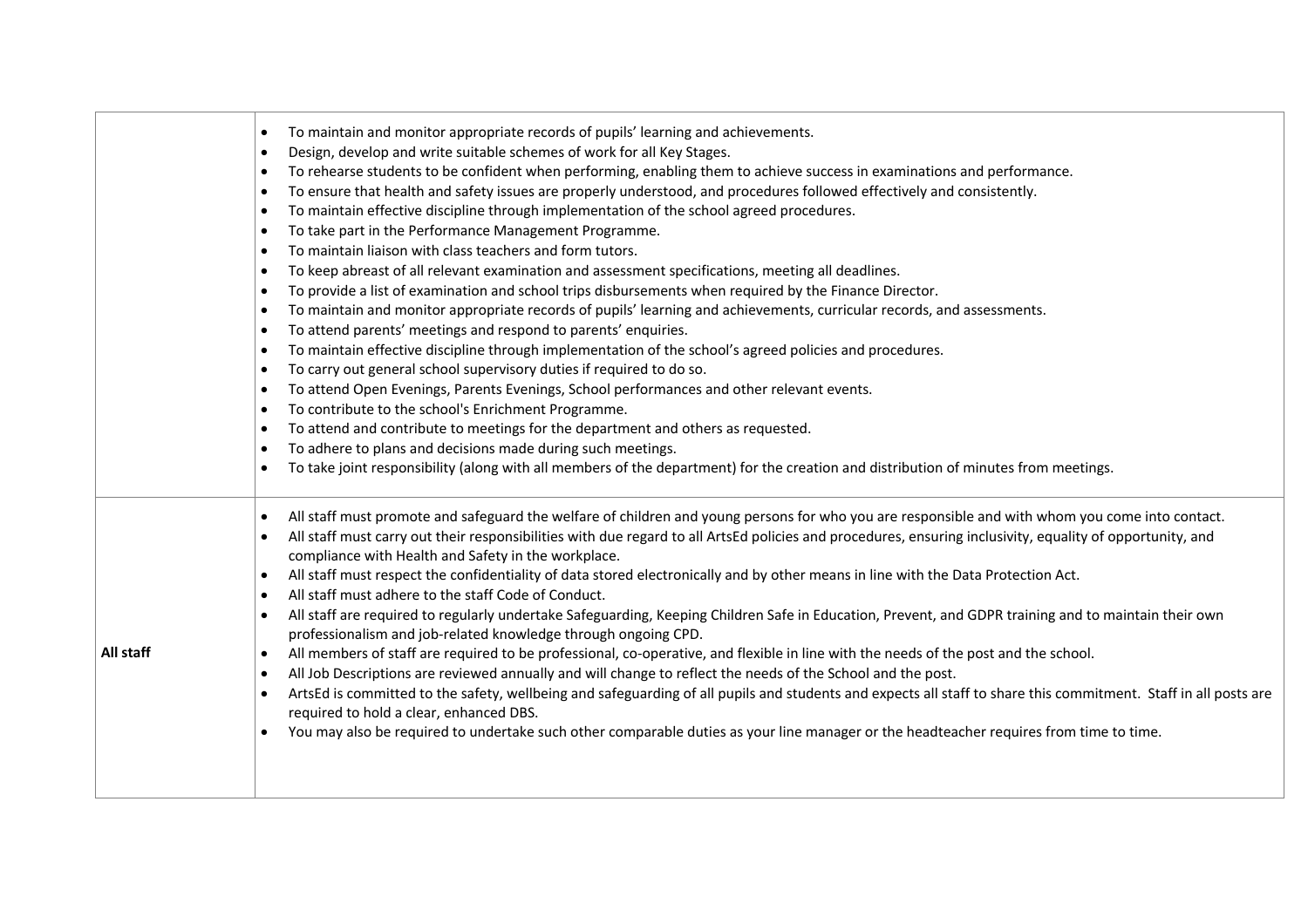| | |
|---|---|
| | • To maintain and monitor appropriate records of pupils' learning and achievements.<br>• Design, develop and write suitable schemes of work for all Key Stages.<br>• To rehearse students to be confident when performing, enabling them to achieve success in examinations and performance.<br>• To ensure that health and safety issues are properly understood, and procedures followed effectively and consistently.<br>• To maintain effective discipline through implementation of the school agreed procedures.<br>• To take part in the Performance Management Programme.<br>• To maintain liaison with class teachers and form tutors.<br>• To keep abreast of all relevant examination and assessment specifications, meeting all deadlines.<br>• To provide a list of examination and school trips disbursements when required by the Finance Director.<br>• To maintain and monitor appropriate records of pupils' learning and achievements, curricular records, and assessments.<br>• To attend parents' meetings and respond to parents' enquiries.<br>• To maintain effective discipline through implementation of the school's agreed policies and procedures.<br>• To carry out general school supervisory duties if required to do so.<br>• To attend Open Evenings, Parents Evenings, School performances and other relevant events.<br>• To contribute to the school's Enrichment Programme.<br>• To attend and contribute to meetings for the department and others as requested.<br>• To adhere to plans and decisions made during such meetings.<br>• To take joint responsibility (along with all members of the department) for the creation and distribution of minutes from meetings. |
| **All staff** | • All staff must promote and safeguard the welfare of children and young persons for who you are responsible and with whom you come into contact.<br>• All staff must carry out their responsibilities with due regard to all ArtsEd policies and procedures, ensuring inclusivity, equality of opportunity, and compliance with Health and Safety in the workplace.<br>• All staff must respect the confidentiality of data stored electronically and by other means in line with the Data Protection Act.<br>• All staff must adhere to the staff Code of Conduct.<br>• All staff are required to regularly undertake Safeguarding, Keeping Children Safe in Education, Prevent, and GDPR training and to maintain their own professionalism and job-related knowledge through ongoing CPD.<br>• All members of staff are required to be professional, co-operative, and flexible in line with the needs of the post and the school.<br>• All Job Descriptions are reviewed annually and will change to reflect the needs of the School and the post.<br>• ArtsEd is committed to the safety, wellbeing and safeguarding of all pupils and students and expects all staff to share this commitment. Staff in all posts are required to hold a clear, enhanced DBS.<br>• You may also be required to undertake such other comparable duties as your line manager or the headteacher requires from time to time. |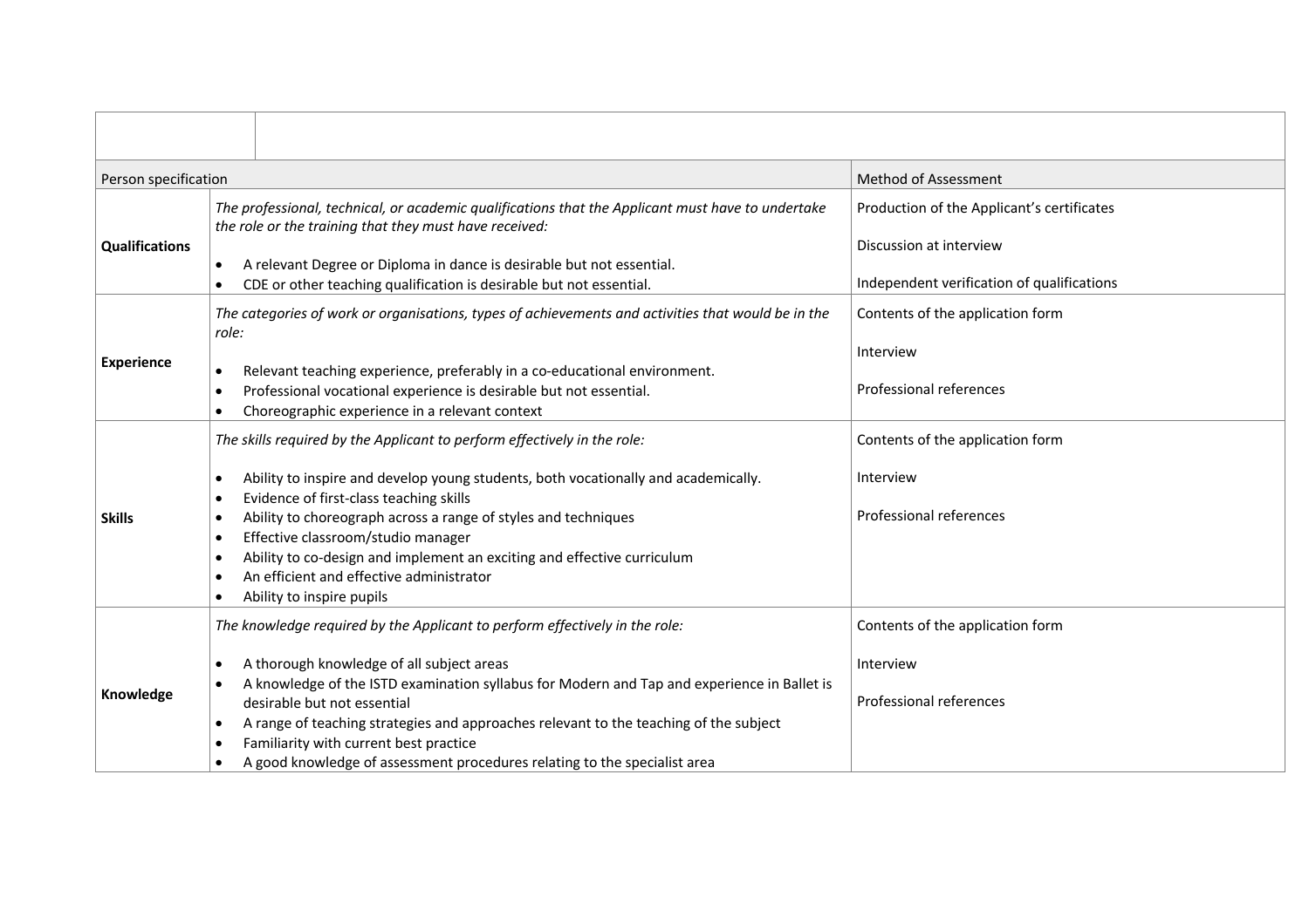| | | |
|---|---|---|
| Person specification | | Method of Assessment |
| **Qualifications** | *The professional, technical, or academic qualifications that the Applicant must have to undertake the role or the training that they must have received:*<br><br>• A relevant Degree or Diploma in dance is desirable but not essential.<br>• CDE or other teaching qualification is desirable but not essential. | Production of the Applicant's certificates<br><br>Discussion at interview<br><br>Independent verification of qualifications |
| **Experience** | *The categories of work or organisations, types of achievements and activities that would be in the role:*<br><br>• Relevant teaching experience, preferably in a co-educational environment.<br>• Professional vocational experience is desirable but not essential.<br>• Choreographic experience in a relevant context | Contents of the application form<br><br>Interview<br><br>Professional references |
| **Skills** | *The skills required by the Applicant to perform effectively in the role:*<br><br>• Ability to inspire and develop young students, both vocationally and academically.<br>• Evidence of first-class teaching skills<br>• Ability to choreograph across a range of styles and techniques<br>• Effective classroom/studio manager<br>• Ability to co-design and implement an exciting and effective curriculum<br>• An efficient and effective administrator<br>• Ability to inspire pupils | Contents of the application form<br><br>Interview<br><br>Professional references |
| **Knowledge** | *The knowledge required by the Applicant to perform effectively in the role:*<br><br>• A thorough knowledge of all subject areas<br>• A knowledge of the ISTD examination syllabus for Modern and Tap and experience in Ballet is desirable but not essential<br>• A range of teaching strategies and approaches relevant to the teaching of the subject<br>• Familiarity with current best practice<br>• A good knowledge of assessment procedures relating to the specialist area | Contents of the application form<br><br>Interview<br><br>Professional references |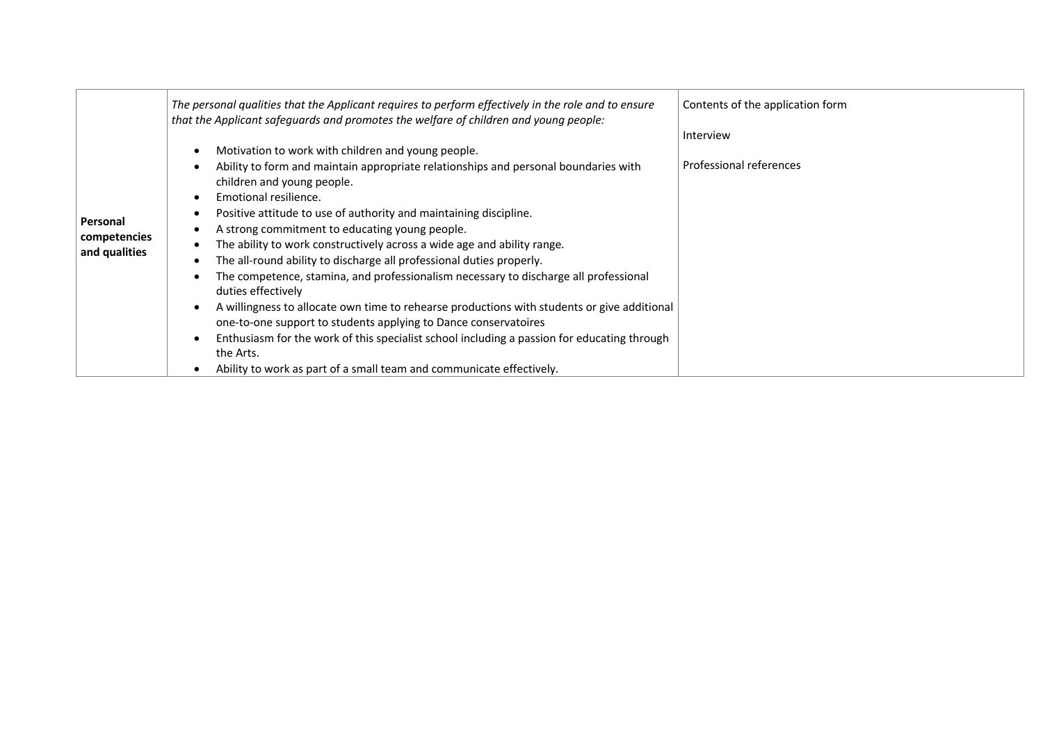| | | |
|---|---|---|
| **Personal competencies and qualities** | *The personal qualities that the Applicant requires to perform effectively in the role and to ensure that the Applicant safeguards and promotes the welfare of children and young people:*<br><br>• Motivation to work with children and young people.<br>• Ability to form and maintain appropriate relationships and personal boundaries with children and young people.<br>• Emotional resilience.<br>• Positive attitude to use of authority and maintaining discipline.<br>• A strong commitment to educating young people.<br>• The ability to work constructively across a wide age and ability range.<br>• The all-round ability to discharge all professional duties properly.<br>• The competence, stamina, and professionalism necessary to discharge all professional duties effectively<br>• A willingness to allocate own time to rehearse productions with students or give additional one-to-one support to students applying to Dance conservatoires<br>• Enthusiasm for the work of this specialist school including a passion for educating through the Arts.<br>• Ability to work as part of a small team and communicate effectively. | Contents of the application form<br><br>Interview<br><br>Professional references |